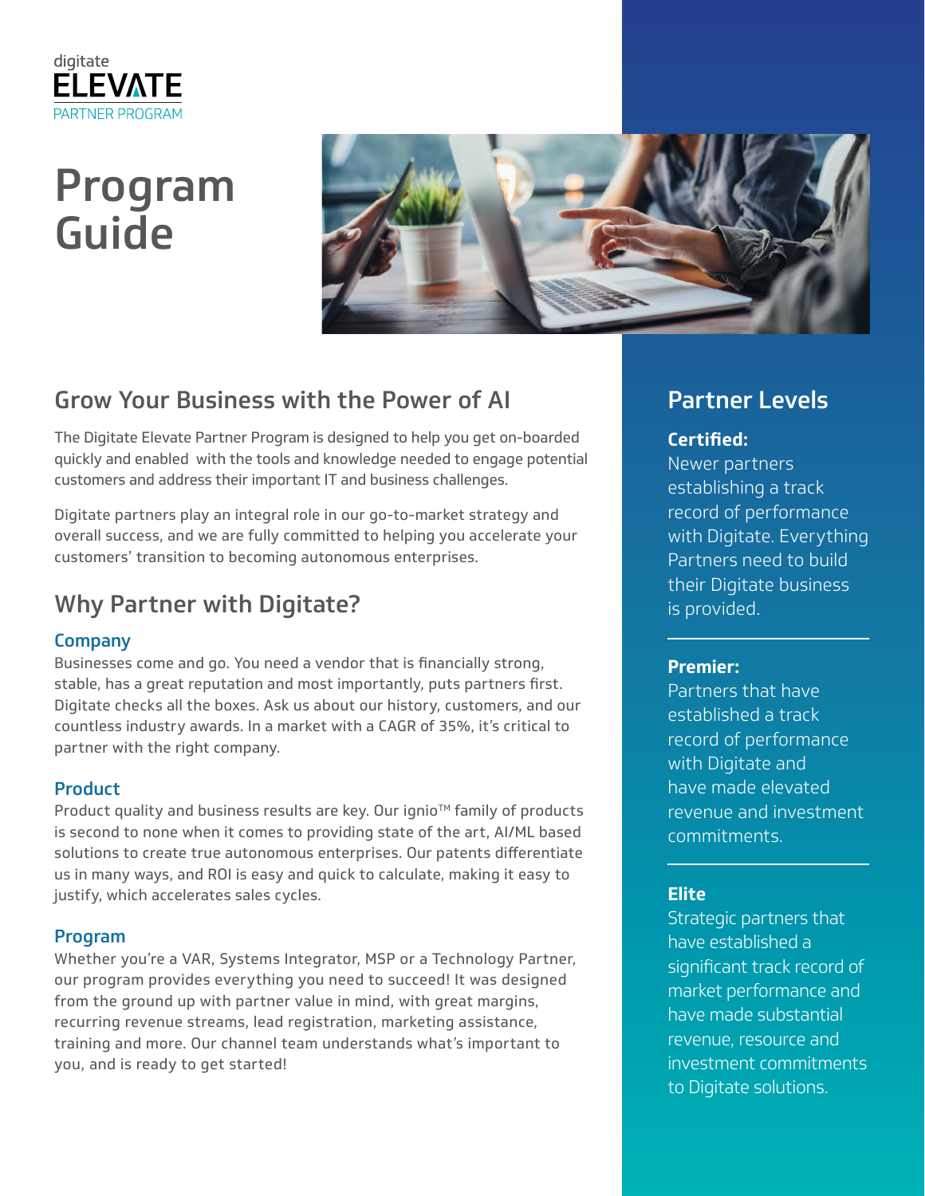digitate
**ELEVATE**
PARTNER PROGRAM

# Program Guide

## Grow Your Business with the Power of AI

The Digitate Elevate Partner Program is designed to help you get on-boarded quickly and enabled with the tools and knowledge needed to engage potential customers and address their important IT and business challenges.

Digitate partners play an integral role in our go-to-market strategy and overall success, and we are fully committed to helping you accelerate your customers' transition to becoming autonomous enterprises.

## Why Partner with Digitate?

### Company

Businesses come and go. You need a vendor that is financially strong, stable, has a great reputation and most importantly, puts partners first. Digitate checks all the boxes. Ask us about our history, customers, and our countless industry awards. In a market with a CAGR of 35%, it's critical to partner with the right company.

### Product

Product quality and business results are key. Our ignio™ family of products is second to none when it comes to providing state of the art, AI/ML based solutions to create true autonomous enterprises. Our patents differentiate us in many ways, and ROI is easy and quick to calculate, making it easy to justify, which accelerates sales cycles.

### Program

Whether you're a VAR, Systems Integrator, MSP or a Technology Partner, our program provides everything you need to succeed! It was designed from the ground up with partner value in mind, with great margins, recurring revenue streams, lead registration, marketing assistance, training and more. Our channel team understands what's important to you, and is ready to get started!

## Partner Levels

**Certified:**
Newer partners establishing a track record of performance with Digitate. Everything Partners need to build their Digitate business is provided.

**Premier:**
Partners that have established a track record of performance with Digitate and have made elevated revenue and investment commitments.

**Elite**
Strategic partners that have established a significant track record of market performance and have made substantial revenue, resource and investment commitments to Digitate solutions.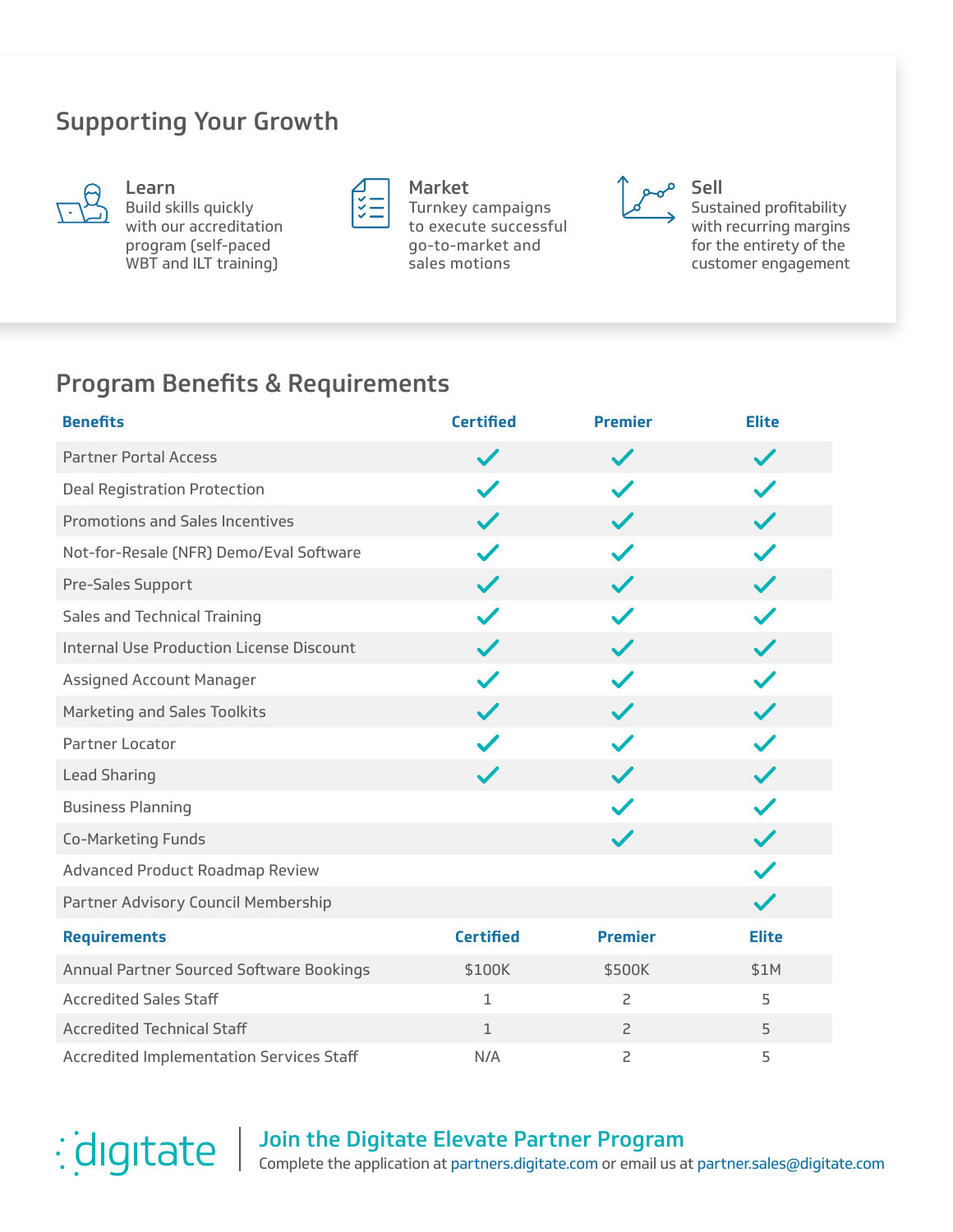## Supporting Your Growth

**Learn**
Build skills quickly with our accreditation program (self-paced WBT and ILT training)

**Market**
Turnkey campaigns to execute successful go-to-market and sales motions

**Sell**
Sustained profitability with recurring margins for the entirety of the customer engagement

## Program Benefits & Requirements

| Benefits | Certified | Premier | Elite |
|---|---|---|---|
| Partner Portal Access | ✓ | ✓ | ✓ |
| Deal Registration Protection | ✓ | ✓ | ✓ |
| Promotions and Sales Incentives | ✓ | ✓ | ✓ |
| Not-for-Resale (NFR) Demo/Eval Software | ✓ | ✓ | ✓ |
| Pre-Sales Support | ✓ | ✓ | ✓ |
| Sales and Technical Training | ✓ | ✓ | ✓ |
| Internal Use Production License Discount | ✓ | ✓ | ✓ |
| Assigned Account Manager | ✓ | ✓ | ✓ |
| Marketing and Sales Toolkits | ✓ | ✓ | ✓ |
| Partner Locator | ✓ | ✓ | ✓ |
| Lead Sharing | ✓ | ✓ | ✓ |
| Business Planning | | ✓ | ✓ |
| Co-Marketing Funds | | ✓ | ✓ |
| Advanced Product Roadmap Review | | | ✓ |
| Partner Advisory Council Membership | | | ✓ |
| **Requirements** | **Certified** | **Premier** | **Elite** |
| Annual Partner Sourced Software Bookings | $100K | $500K | $1M |
| Accredited Sales Staff | 1 | 2 | 5 |
| Accredited Technical Staff | 1 | 2 | 5 |
| Accredited Implementation Services Staff | N/A | 2 | 5 |

digitate

**Join the Digitate Elevate Partner Program**
Complete the application at partners.digitate.com or email us at partner.sales@digitate.com